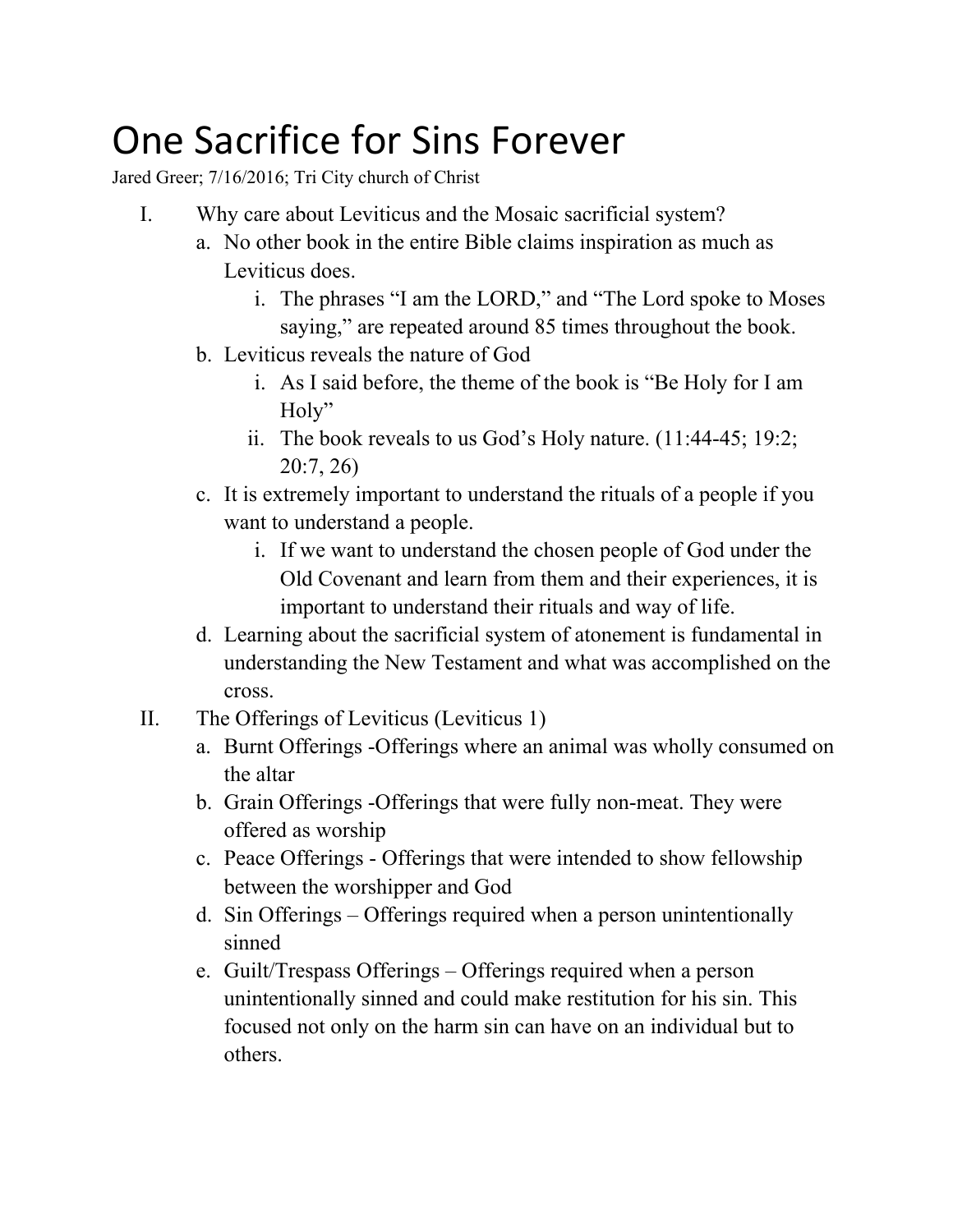# One Sacrifice for Sins Forever

Jared Greer; 7/16/2016; Tri City church of Christ

I. Why care about Leviticus and the Mosaic sacrificial system?
   a. No other book in the entire Bible claims inspiration as much as Leviticus does.
      i. The phrases "I am the LORD," and "The Lord spoke to Moses saying," are repeated around 85 times throughout the book.
   b. Leviticus reveals the nature of God
      i. As I said before, the theme of the book is "Be Holy for I am Holy"
      ii. The book reveals to us God's Holy nature. (11:44-45; 19:2; 20:7, 26)
   c. It is extremely important to understand the rituals of a people if you want to understand a people.
      i. If we want to understand the chosen people of God under the Old Covenant and learn from them and their experiences, it is important to understand their rituals and way of life.
   d. Learning about the sacrificial system of atonement is fundamental in understanding the New Testament and what was accomplished on the cross.

II. The Offerings of Leviticus (Leviticus 1)
   a. Burnt Offerings -Offerings where an animal was wholly consumed on the altar
   b. Grain Offerings -Offerings that were fully non-meat. They were offered as worship
   c. Peace Offerings - Offerings that were intended to show fellowship between the worshipper and God
   d. Sin Offerings – Offerings required when a person unintentionally sinned
   e. Guilt/Trespass Offerings – Offerings required when a person unintentionally sinned and could make restitution for his sin. This focused not only on the harm sin can have on an individual but to others.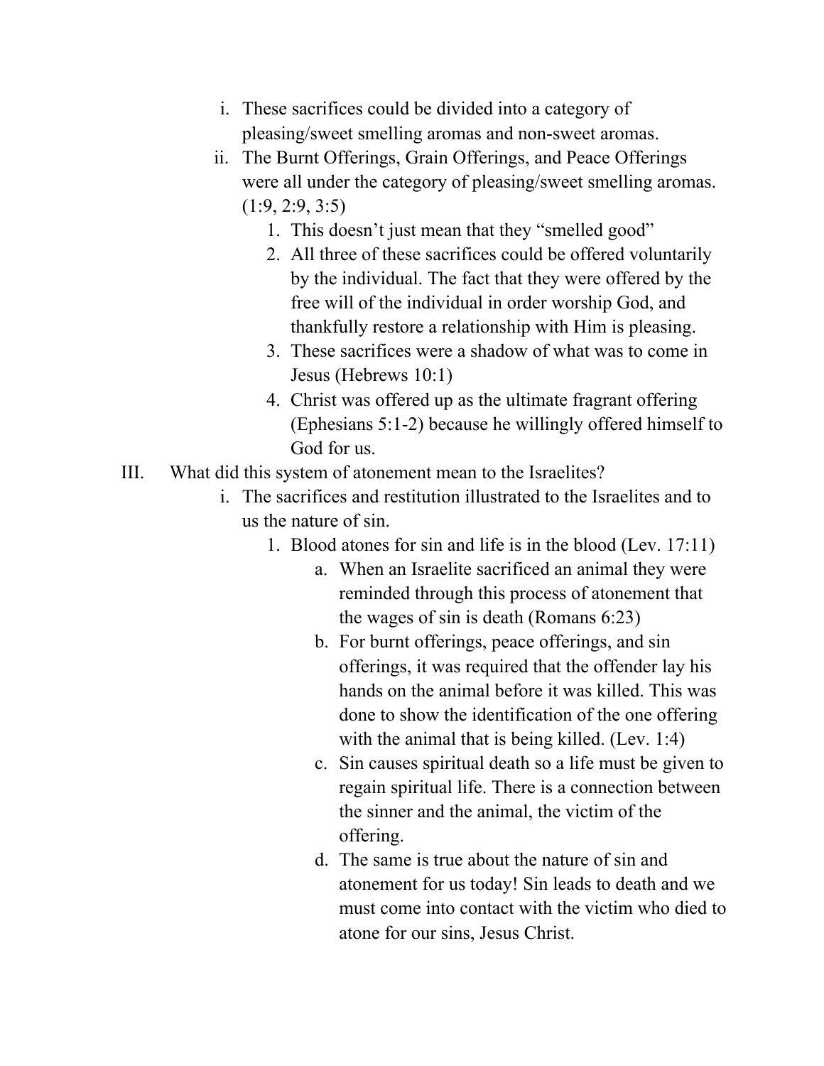i. These sacrifices could be divided into a category of pleasing/sweet smelling aromas and non-sweet aromas.
   ii. The Burnt Offerings, Grain Offerings, and Peace Offerings were all under the category of pleasing/sweet smelling aromas. (1:9, 2:9, 3:5)
      1. This doesn't just mean that they "smelled good"
      2. All three of these sacrifices could be offered voluntarily by the individual. The fact that they were offered by the free will of the individual in order worship God, and thankfully restore a relationship with Him is pleasing.
      3. These sacrifices were a shadow of what was to come in Jesus (Hebrews 10:1)
      4. Christ was offered up as the ultimate fragrant offering (Ephesians 5:1-2) because he willingly offered himself to God for us.

III. What did this system of atonement mean to the Israelites?
   i. The sacrifices and restitution illustrated to the Israelites and to us the nature of sin.
      1. Blood atones for sin and life is in the blood (Lev. 17:11)
         a. When an Israelite sacrificed an animal they were reminded through this process of atonement that the wages of sin is death (Romans 6:23)
         b. For burnt offerings, peace offerings, and sin offerings, it was required that the offender lay his hands on the animal before it was killed. This was done to show the identification of the one offering with the animal that is being killed. (Lev. 1:4)
         c. Sin causes spiritual death so a life must be given to regain spiritual life. There is a connection between the sinner and the animal, the victim of the offering.
         d. The same is true about the nature of sin and atonement for us today! Sin leads to death and we must come into contact with the victim who died to atone for our sins, Jesus Christ.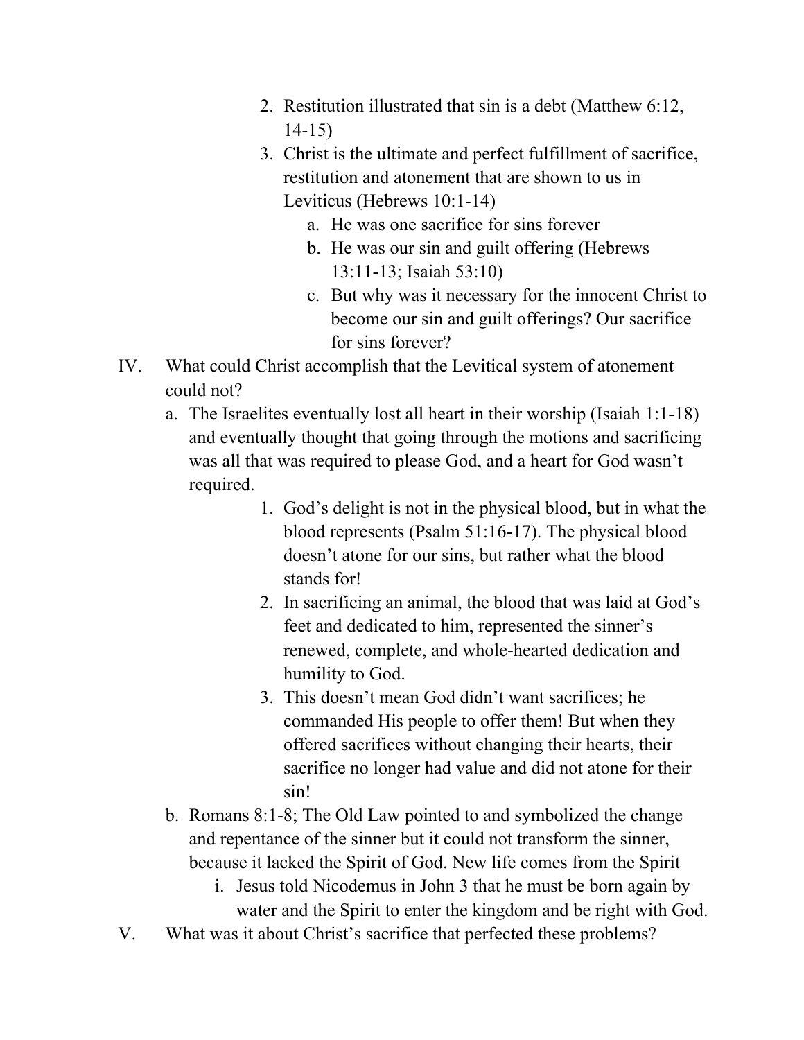2. Restitution illustrated that sin is a debt (Matthew 6:12, 14-15)
3. Christ is the ultimate and perfect fulfillment of sacrifice, restitution and atonement that are shown to us in Leviticus (Hebrews 10:1-14)
    a. He was one sacrifice for sins forever
    b. He was our sin and guilt offering (Hebrews 13:11-13; Isaiah 53:10)
    c. But why was it necessary for the innocent Christ to become our sin and guilt offerings? Our sacrifice for sins forever?

IV. What could Christ accomplish that the Levitical system of atonement could not?

a. The Israelites eventually lost all heart in their worship (Isaiah 1:1-18) and eventually thought that going through the motions and sacrificing was all that was required to please God, and a heart for God wasn't required.

1. God's delight is not in the physical blood, but in what the blood represents (Psalm 51:16-17). The physical blood doesn't atone for our sins, but rather what the blood stands for!
2. In sacrificing an animal, the blood that was laid at God's feet and dedicated to him, represented the sinner's renewed, complete, and whole-hearted dedication and humility to God.
3. This doesn't mean God didn't want sacrifices; he commanded His people to offer them! But when they offered sacrifices without changing their hearts, their sacrifice no longer had value and did not atone for their sin!

b. Romans 8:1-8; The Old Law pointed to and symbolized the change and repentance of the sinner but it could not transform the sinner, because it lacked the Spirit of God. New life comes from the Spirit

i. Jesus told Nicodemus in John 3 that he must be born again by water and the Spirit to enter the kingdom and be right with God.

V. What was it about Christ's sacrifice that perfected these problems?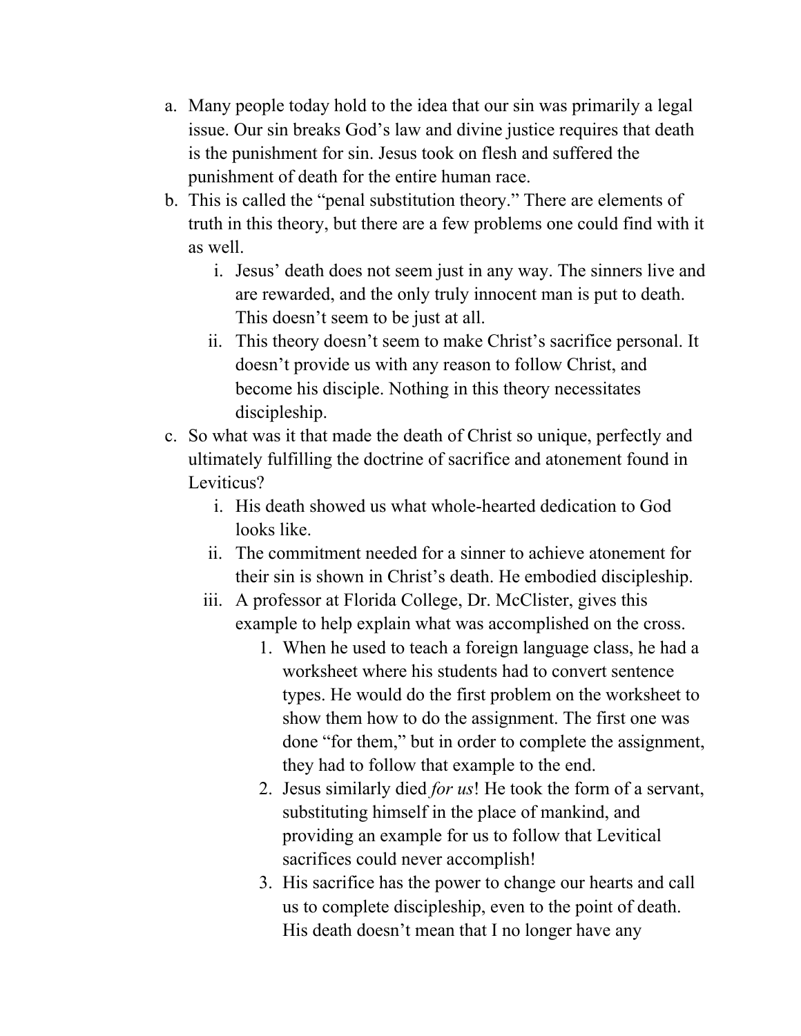a. Many people today hold to the idea that our sin was primarily a legal issue. Our sin breaks God's law and divine justice requires that death is the punishment for sin. Jesus took on flesh and suffered the punishment of death for the entire human race.

b. This is called the "penal substitution theory." There are elements of truth in this theory, but there are a few problems one could find with it as well.

    i. Jesus' death does not seem just in any way. The sinners live and are rewarded, and the only truly innocent man is put to death. This doesn't seem to be just at all.

    ii. This theory doesn't seem to make Christ's sacrifice personal. It doesn't provide us with any reason to follow Christ, and become his disciple. Nothing in this theory necessitates discipleship.

c. So what was it that made the death of Christ so unique, perfectly and ultimately fulfilling the doctrine of sacrifice and atonement found in Leviticus?

    i. His death showed us what whole-hearted dedication to God looks like.

    ii. The commitment needed for a sinner to achieve atonement for their sin is shown in Christ's death. He embodied discipleship.

    iii. A professor at Florida College, Dr. McClister, gives this example to help explain what was accomplished on the cross.

        1. When he used to teach a foreign language class, he had a worksheet where his students had to convert sentence types. He would do the first problem on the worksheet to show them how to do the assignment. The first one was done "for them," but in order to complete the assignment, they had to follow that example to the end.

        2. Jesus similarly died *for us*! He took the form of a servant, substituting himself in the place of mankind, and providing an example for us to follow that Levitical sacrifices could never accomplish!

        3. His sacrifice has the power to change our hearts and call us to complete discipleship, even to the point of death. His death doesn't mean that I no longer have any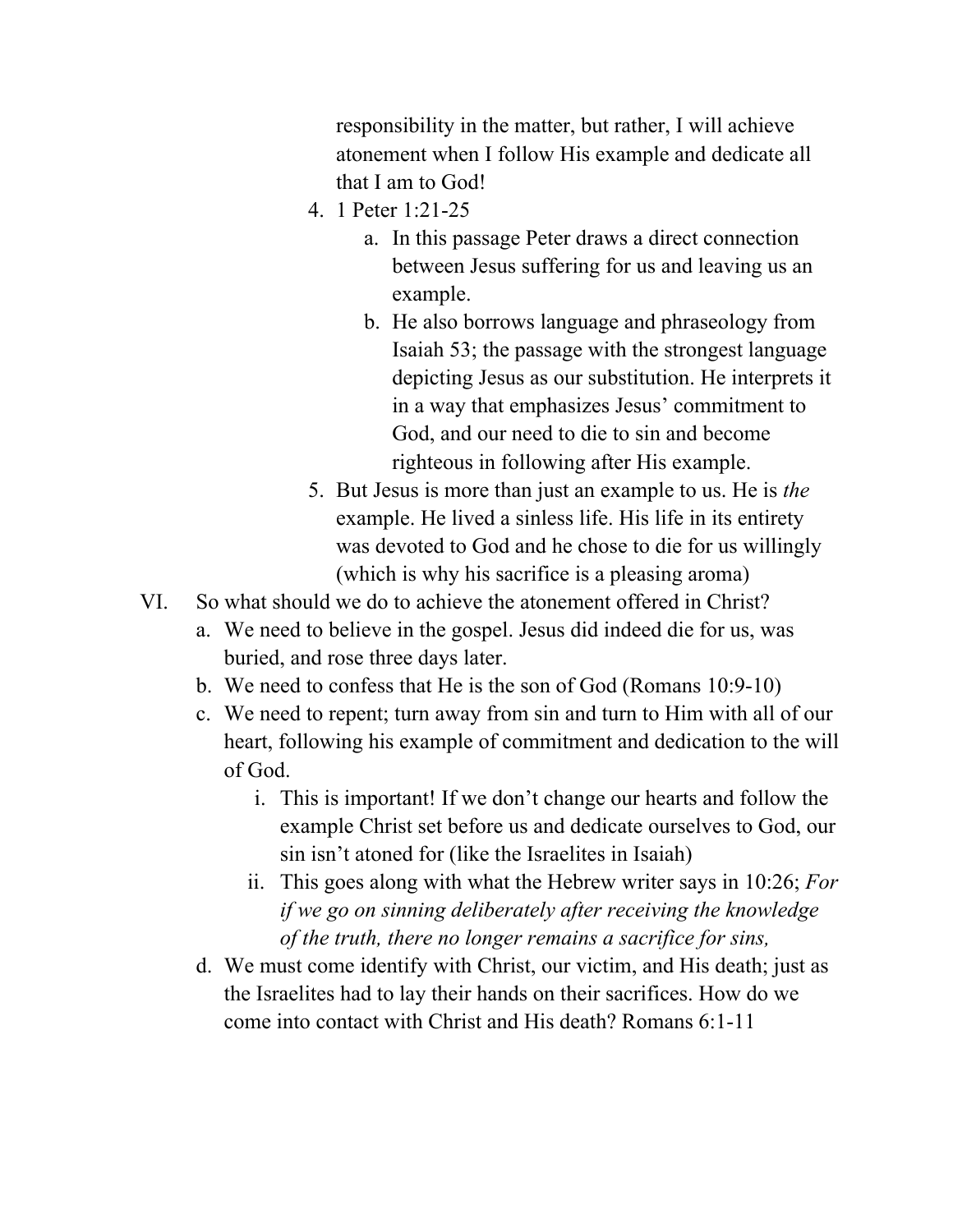responsibility in the matter, but rather, I will achieve atonement when I follow His example and dedicate all that I am to God!

4. 1 Peter 1:21-25
    a. In this passage Peter draws a direct connection between Jesus suffering for us and leaving us an example.
    b. He also borrows language and phraseology from Isaiah 53; the passage with the strongest language depicting Jesus as our substitution. He interprets it in a way that emphasizes Jesus' commitment to God, and our need to die to sin and become righteous in following after His example.
5. But Jesus is more than just an example to us. He is *the* example. He lived a sinless life. His life in its entirety was devoted to God and he chose to die for us willingly (which is why his sacrifice is a pleasing aroma)

VI. So what should we do to achieve the atonement offered in Christ?
   a. We need to believe in the gospel. Jesus did indeed die for us, was buried, and rose three days later.
   b. We need to confess that He is the son of God (Romans 10:9-10)
   c. We need to repent; turn away from sin and turn to Him with all of our heart, following his example of commitment and dedication to the will of God.
      i. This is important! If we don't change our hearts and follow the example Christ set before us and dedicate ourselves to God, our sin isn't atoned for (like the Israelites in Isaiah)
      ii. This goes along with what the Hebrew writer says in 10:26; *For if we go on sinning deliberately after receiving the knowledge of the truth, there no longer remains a sacrifice for sins,*
   d. We must come identify with Christ, our victim, and His death; just as the Israelites had to lay their hands on their sacrifices. How do we come into contact with Christ and His death? Romans 6:1-11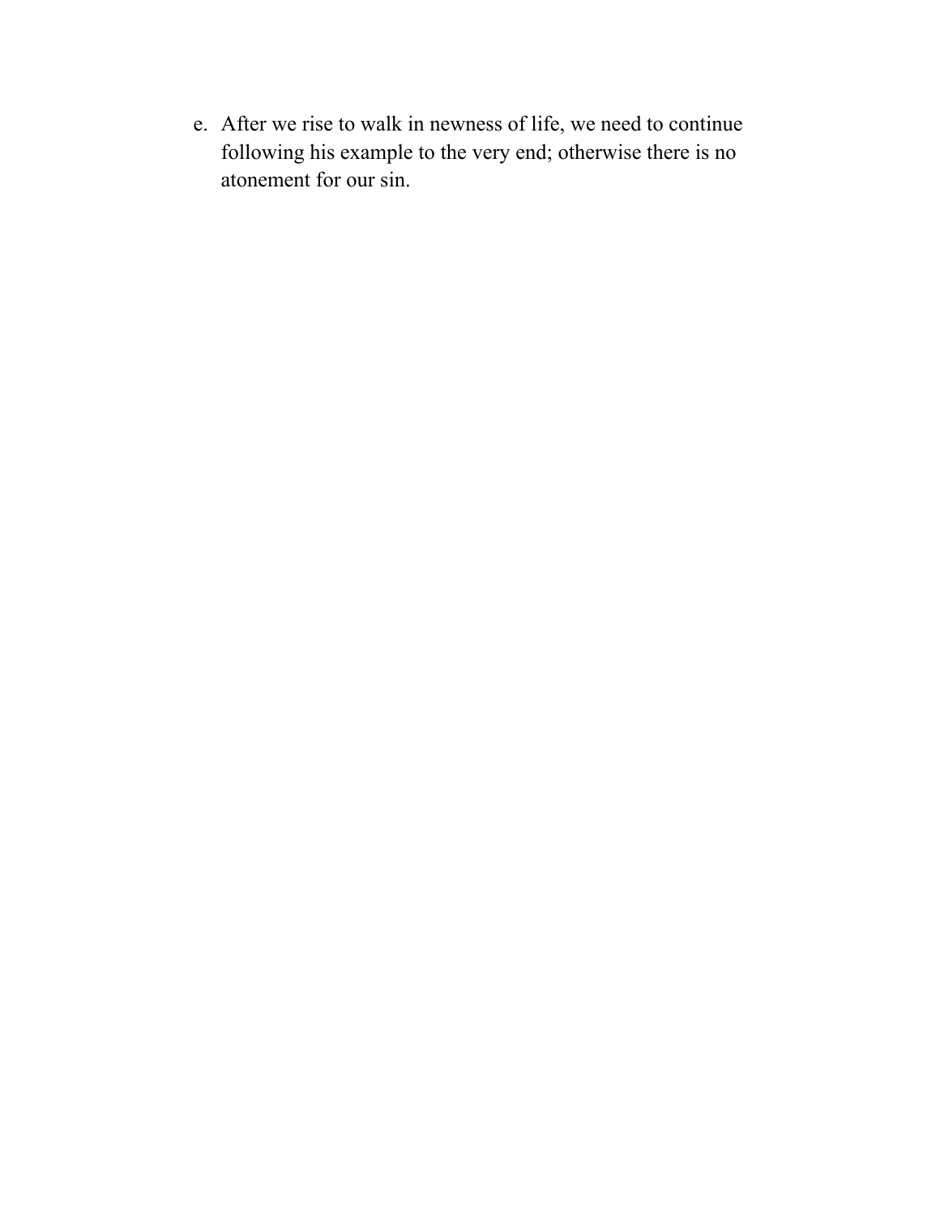e. After we rise to walk in newness of life, we need to continue following his example to the very end; otherwise there is no atonement for our sin.